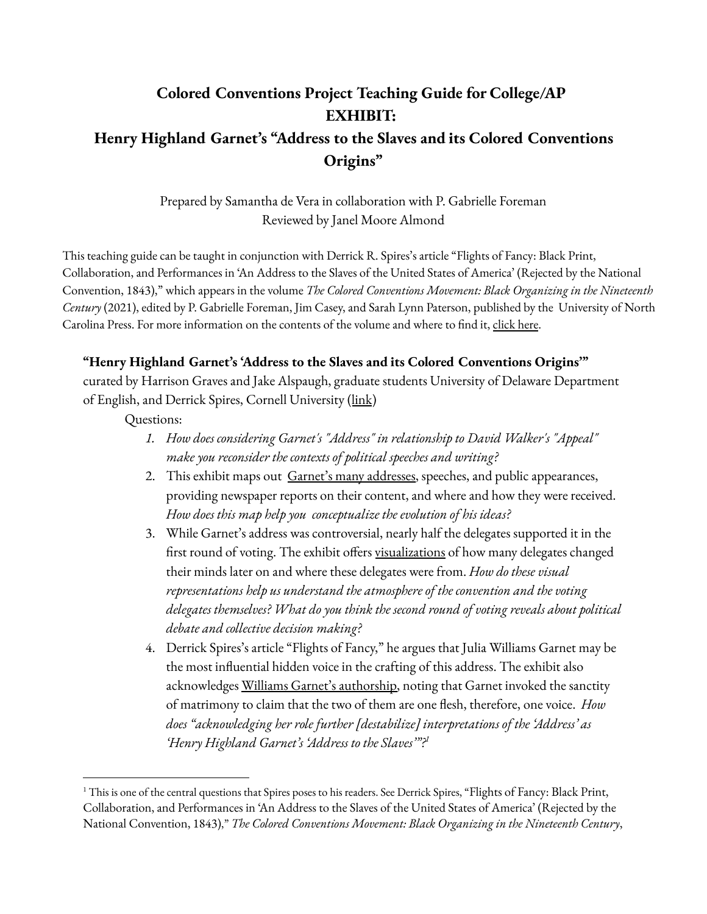# Colored Conventions Project Teaching Guide for College/AP
# EXHIBIT:
# Henry Highland Garnet's "Address to the Slaves and its Colored Conventions Origins"

Prepared by Samantha de Vera in collaboration with P. Gabrielle Foreman
Reviewed by Janel Moore Almond

This teaching guide can be taught in conjunction with Derrick R. Spires's article "Flights of Fancy: Black Print, Collaboration, and Performances in 'An Address to the Slaves of the United States of America' (Rejected by the National Convention, 1843)," which appears in the volume *The Colored Conventions Movement: Black Organizing in the Nineteenth Century* (2021), edited by P. Gabrielle Foreman, Jim Casey, and Sarah Lynn Paterson, published by the University of North Carolina Press. For more information on the contents of the volume and where to find it, click here.

**"Henry Highland Garnet's 'Address to the Slaves and its Colored Conventions Origins'"** curated by Harrison Graves and Jake Alspaugh, graduate students University of Delaware Department of English, and Derrick Spires, Cornell University (link)

Questions:

1. *How does considering Garnet's "Address" in relationship to David Walker's "Appeal" make you reconsider the contexts of political speeches and writing?*
2. This exhibit maps out Garnet's many addresses, speeches, and public appearances, providing newspaper reports on their content, and where and how they were received. *How does this map help you conceptualize the evolution of his ideas?*
3. While Garnet's address was controversial, nearly half the delegates supported it in the first round of voting. The exhibit offers visualizations of how many delegates changed their minds later on and where these delegates were from. *How do these visual representations help us understand the atmosphere of the convention and the voting delegates themselves? What do you think the second round of voting reveals about political debate and collective decision making?*
4. Derrick Spires's article "Flights of Fancy," he argues that Julia Williams Garnet may be the most influential hidden voice in the crafting of this address. The exhibit also acknowledges Williams Garnet's authorship, noting that Garnet invoked the sanctity of matrimony to claim that the two of them are one flesh, therefore, one voice. *How does "acknowledging her role further [destabilize] interpretations of the 'Address' as 'Henry Highland Garnet's 'Address to the Slaves'"?*[1]

---

[1] This is one of the central questions that Spires poses to his readers. See Derrick Spires, "Flights of Fancy: Black Print, Collaboration, and Performances in 'An Address to the Slaves of the United States of America' (Rejected by the National Convention, 1843)," *The Colored Conventions Movement: Black Organizing in the Nineteenth Century*,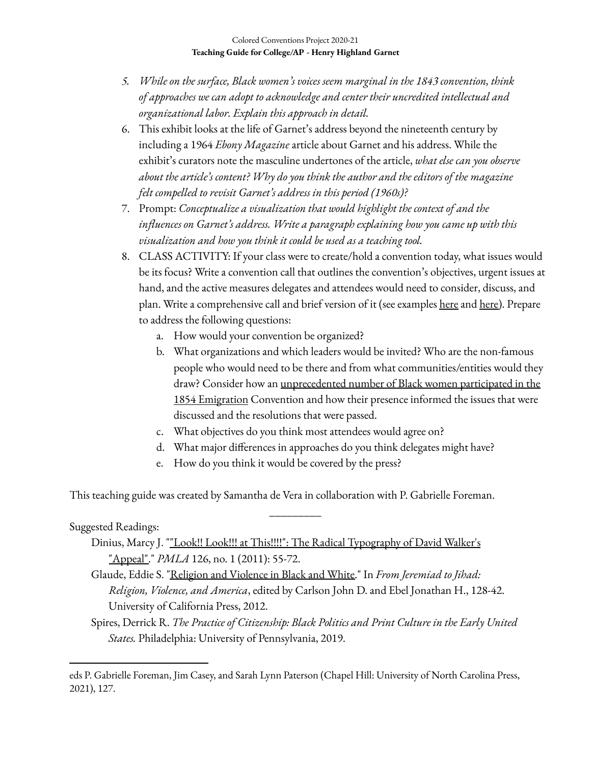5. *While on the surface, Black women's voices seem marginal in the 1843 convention, think of approaches we can adopt to acknowledge and center their uncredited intellectual and organizational labor. Explain this approach in detail.*
6. This exhibit looks at the life of Garnet's address beyond the nineteenth century by including a 1964 *Ebony Magazine* article about Garnet and his address. While the exhibit's curators note the masculine undertones of the article, *what else can you observe about the article's content? Why do you think the author and the editors of the magazine felt compelled to revisit Garnet's address in this period (1960s)?*
7. Prompt: *Conceptualize a visualization that would highlight the context of and the influences on Garnet's address. Write a paragraph explaining how you came up with this visualization and how you think it could be used as a teaching tool.*
8. CLASS ACTIVITY: If your class were to create/hold a convention today, what issues would be its focus? Write a convention call that outlines the convention's objectives, urgent issues at hand, and the active measures delegates and attendees would need to consider, discuss, and plan. Write a comprehensive call and brief version of it (see examples here and here). Prepare to address the following questions:
    a. How would your convention be organized?
    b. What organizations and which leaders would be invited? Who are the non-famous people who would need to be there and from what communities/entities would they draw? Consider how an unprecedented number of Black women participated in the 1854 Emigration Convention and how their presence informed the issues that were discussed and the resolutions that were passed.
    c. What objectives do you think most attendees would agree on?
    d. What major differences in approaches do you think delegates might have?
    e. How do you think it would be covered by the press?

This teaching guide was created by Samantha de Vera in collaboration with P. Gabrielle Foreman.

_________

Suggested Readings:

Dinius, Marcy J. ""Look!! Look!!! at This!!!!": The Radical Typography of David Walker's "Appeal"." *PMLA* 126, no. 1 (2011): 55-72.

Glaude, Eddie S. "Religion and Violence in Black and White." In *From Jeremiad to Jihad: Religion, Violence, and America*, edited by Carlson John D. and Ebel Jonathan H., 128-42. University of California Press, 2012.

Spires, Derrick R. *The Practice of Citizenship: Black Politics and Print Culture in the Early United States.* Philadelphia: University of Pennsylvania, 2019.

---

eds P. Gabrielle Foreman, Jim Casey, and Sarah Lynn Paterson (Chapel Hill: University of North Carolina Press, 2021), 127.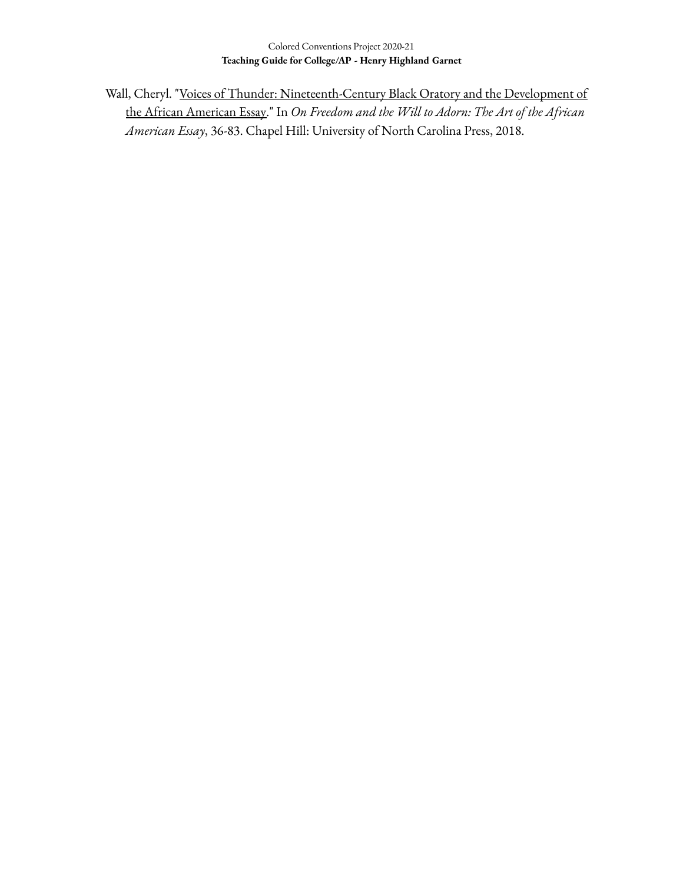Wall, Cheryl. "Voices of Thunder: Nineteenth-Century Black Oratory and the Development of the African American Essay." In *On Freedom and the Will to Adorn: The Art of the African American Essay*, 36-83. Chapel Hill: University of North Carolina Press, 2018.